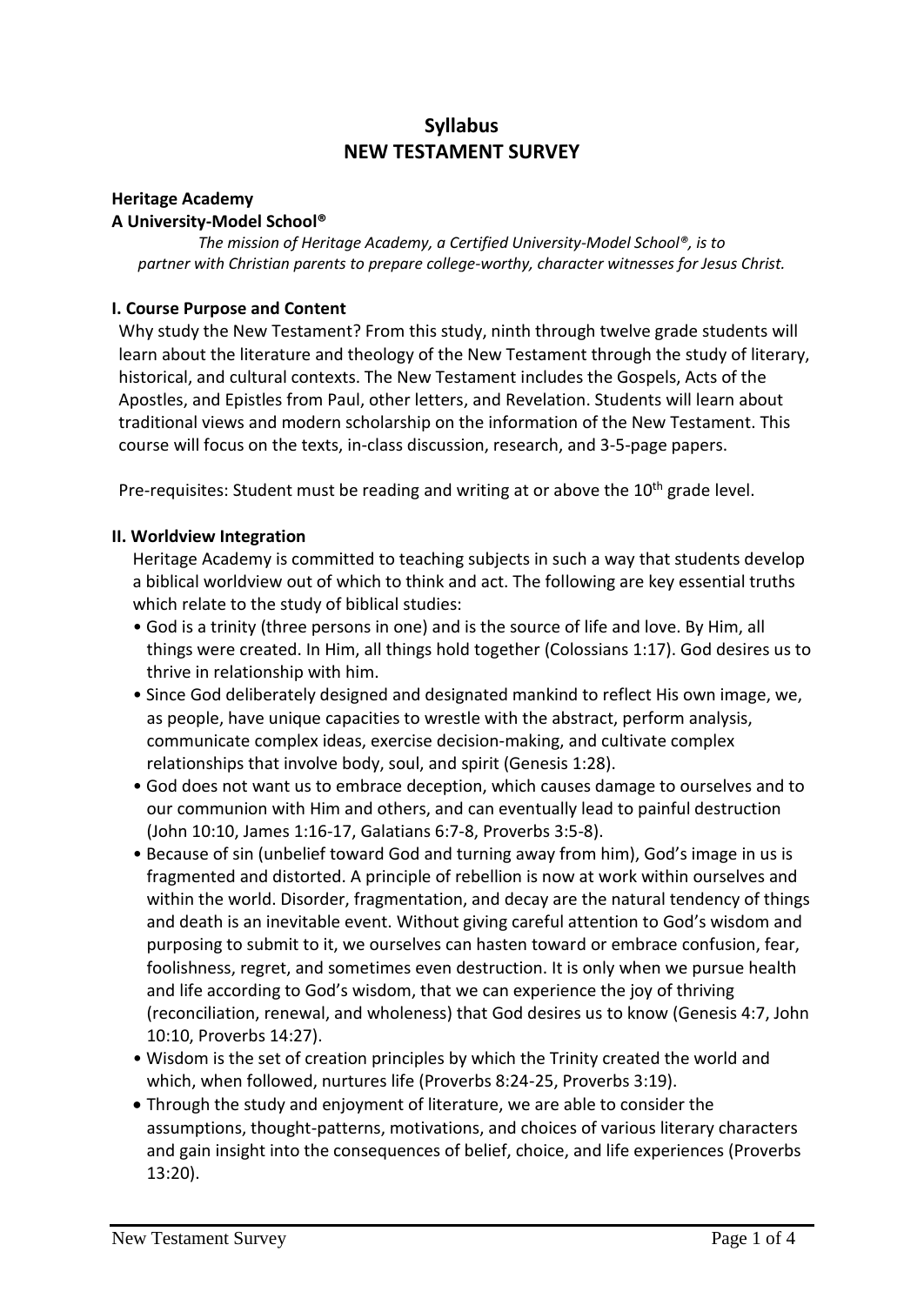# Syllabus
# NEW TESTAMENT SURVEY

**Heritage Academy**
**A University-Model School®**

*The mission of Heritage Academy, a Certified University-Model School®, is to partner with Christian parents to prepare college-worthy, character witnesses for Jesus Christ.*

## I. Course Purpose and Content

Why study the New Testament? From this study, ninth through twelve grade students will learn about the literature and theology of the New Testament through the study of literary, historical, and cultural contexts. The New Testament includes the Gospels, Acts of the Apostles, and Epistles from Paul, other letters, and Revelation. Students will learn about traditional views and modern scholarship on the information of the New Testament. This course will focus on the texts, in-class discussion, research, and 3-5-page papers.

Pre-requisites: Student must be reading and writing at or above the 10th grade level.

## II. Worldview Integration

Heritage Academy is committed to teaching subjects in such a way that students develop a biblical worldview out of which to think and act. The following are key essential truths which relate to the study of biblical studies:

- God is a trinity (three persons in one) and is the source of life and love. By Him, all things were created. In Him, all things hold together (Colossians 1:17). God desires us to thrive in relationship with him.
- Since God deliberately designed and designated mankind to reflect His own image, we, as people, have unique capacities to wrestle with the abstract, perform analysis, communicate complex ideas, exercise decision-making, and cultivate complex relationships that involve body, soul, and spirit (Genesis 1:28).
- God does not want us to embrace deception, which causes damage to ourselves and to our communion with Him and others, and can eventually lead to painful destruction (John 10:10, James 1:16-17, Galatians 6:7-8, Proverbs 3:5-8).
- Because of sin (unbelief toward God and turning away from him), God's image in us is fragmented and distorted. A principle of rebellion is now at work within ourselves and within the world. Disorder, fragmentation, and decay are the natural tendency of things and death is an inevitable event. Without giving careful attention to God's wisdom and purposing to submit to it, we ourselves can hasten toward or embrace confusion, fear, foolishness, regret, and sometimes even destruction. It is only when we pursue health and life according to God's wisdom, that we can experience the joy of thriving (reconciliation, renewal, and wholeness) that God desires us to know (Genesis 4:7, John 10:10, Proverbs 14:27).
- Wisdom is the set of creation principles by which the Trinity created the world and which, when followed, nurtures life (Proverbs 8:24-25, Proverbs 3:19).
- Through the study and enjoyment of literature, we are able to consider the assumptions, thought-patterns, motivations, and choices of various literary characters and gain insight into the consequences of belief, choice, and life experiences (Proverbs 13:20).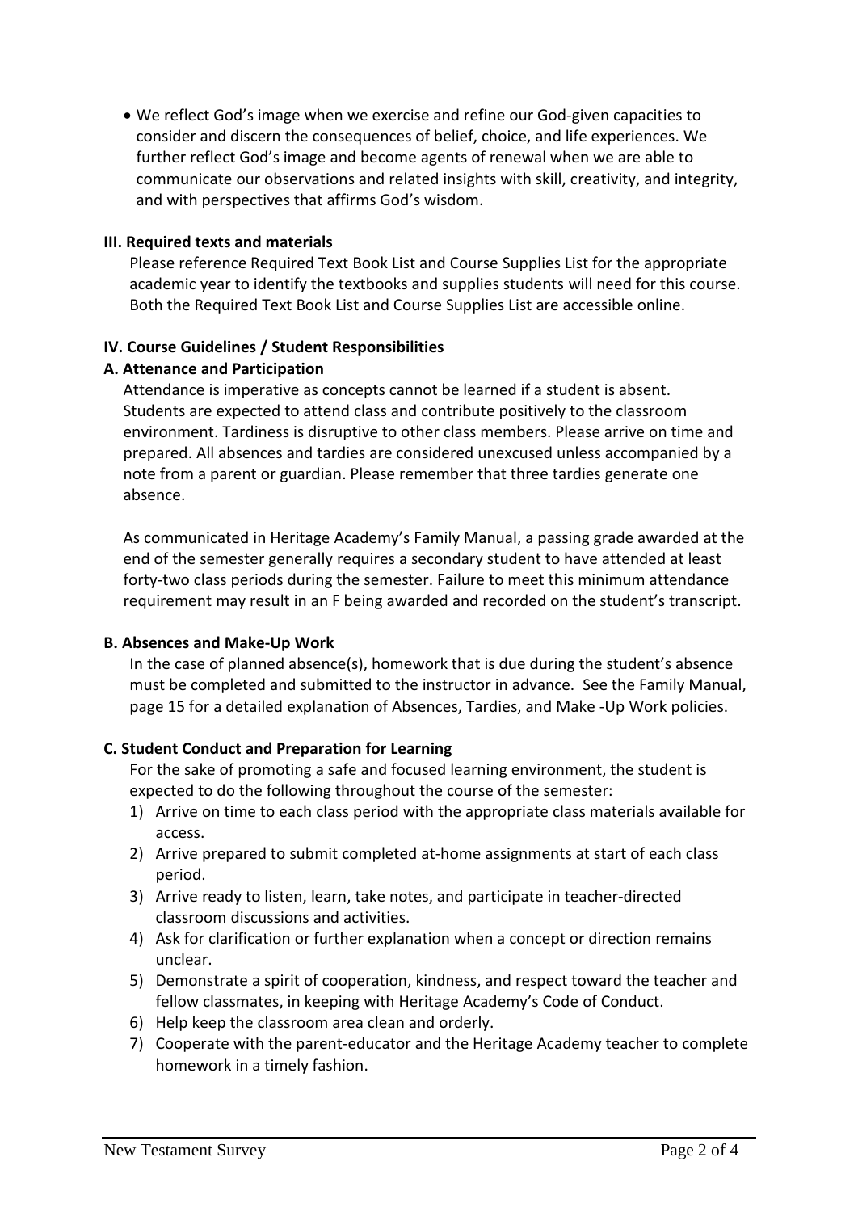- We reflect God's image when we exercise and refine our God-given capacities to consider and discern the consequences of belief, choice, and life experiences. We further reflect God's image and become agents of renewal when we are able to communicate our observations and related insights with skill, creativity, and integrity, and with perspectives that affirms God's wisdom.

### III. Required texts and materials

Please reference Required Text Book List and Course Supplies List for the appropriate academic year to identify the textbooks and supplies students will need for this course. Both the Required Text Book List and Course Supplies List are accessible online.

### IV. Course Guidelines / Student Responsibilities

#### A. Attenance and Participation

Attendance is imperative as concepts cannot be learned if a student is absent. Students are expected to attend class and contribute positively to the classroom environment. Tardiness is disruptive to other class members. Please arrive on time and prepared. All absences and tardies are considered unexcused unless accompanied by a note from a parent or guardian. Please remember that three tardies generate one absence.

As communicated in Heritage Academy's Family Manual, a passing grade awarded at the end of the semester generally requires a secondary student to have attended at least forty-two class periods during the semester. Failure to meet this minimum attendance requirement may result in an F being awarded and recorded on the student's transcript.

#### B. Absences and Make-Up Work

In the case of planned absence(s), homework that is due during the student's absence must be completed and submitted to the instructor in advance. See the Family Manual, page 15 for a detailed explanation of Absences, Tardies, and Make -Up Work policies.

#### C. Student Conduct and Preparation for Learning

For the sake of promoting a safe and focused learning environment, the student is expected to do the following throughout the course of the semester:

1) Arrive on time to each class period with the appropriate class materials available for access.
2) Arrive prepared to submit completed at-home assignments at start of each class period.
3) Arrive ready to listen, learn, take notes, and participate in teacher-directed classroom discussions and activities.
4) Ask for clarification or further explanation when a concept or direction remains unclear.
5) Demonstrate a spirit of cooperation, kindness, and respect toward the teacher and fellow classmates, in keeping with Heritage Academy's Code of Conduct.
6) Help keep the classroom area clean and orderly.
7) Cooperate with the parent-educator and the Heritage Academy teacher to complete homework in a timely fashion.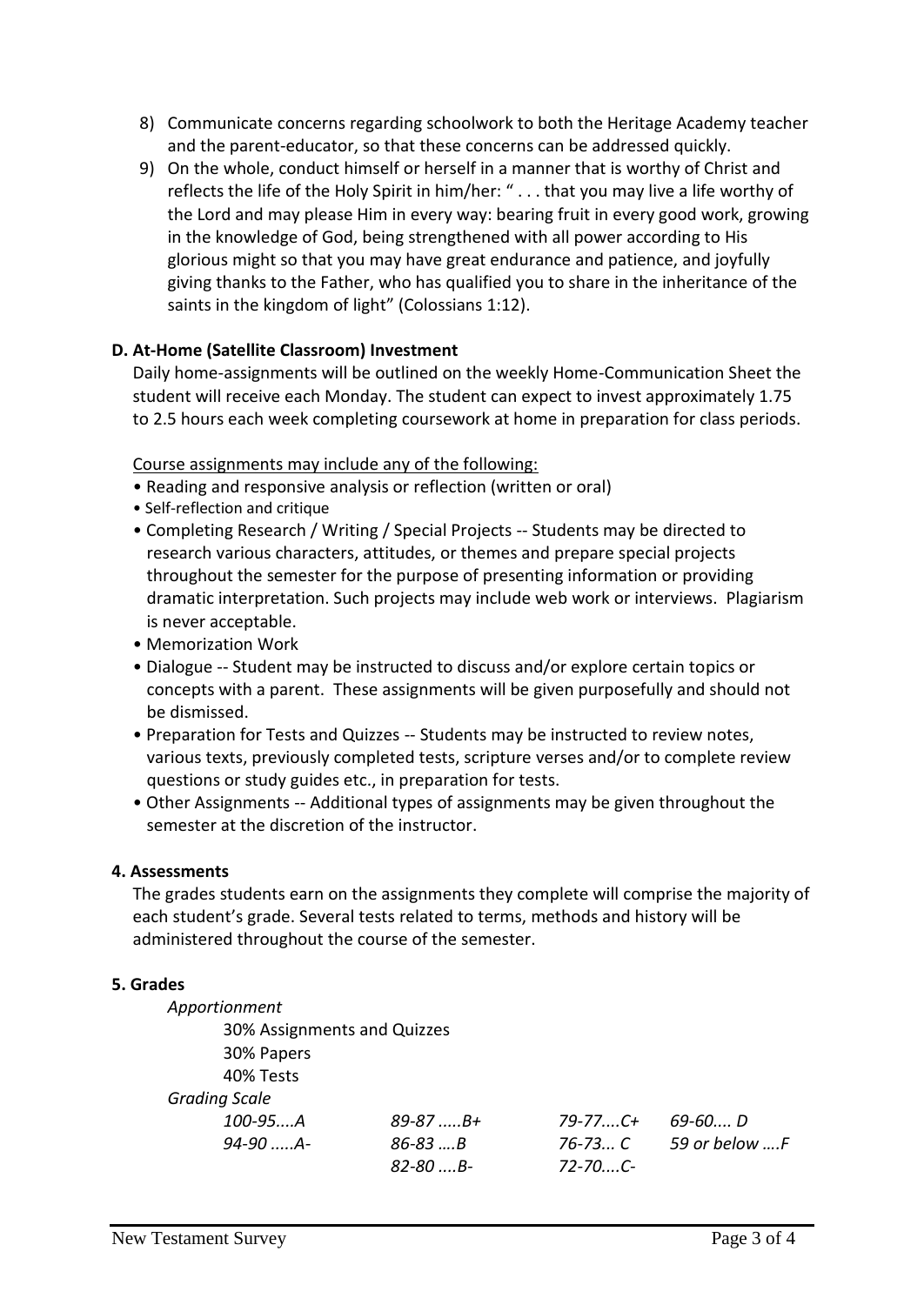8) Communicate concerns regarding schoolwork to both the Heritage Academy teacher and the parent-educator, so that these concerns can be addressed quickly.
9) On the whole, conduct himself or herself in a manner that is worthy of Christ and reflects the life of the Holy Spirit in him/her: " . . . that you may live a life worthy of the Lord and may please Him in every way: bearing fruit in every good work, growing in the knowledge of God, being strengthened with all power according to His glorious might so that you may have great endurance and patience, and joyfully giving thanks to the Father, who has qualified you to share in the inheritance of the saints in the kingdom of light" (Colossians 1:12).

### D. At-Home (Satellite Classroom) Investment

Daily home-assignments will be outlined on the weekly Home-Communication Sheet the student will receive each Monday. The student can expect to invest approximately 1.75 to 2.5 hours each week completing coursework at home in preparation for class periods.

<u>Course assignments may include any of the following:</u>

- Reading and responsive analysis or reflection (written or oral)
- Self-reflection and critique
- Completing Research / Writing / Special Projects -- Students may be directed to research various characters, attitudes, or themes and prepare special projects throughout the semester for the purpose of presenting information or providing dramatic interpretation. Such projects may include web work or interviews. Plagiarism is never acceptable.
- Memorization Work
- Dialogue -- Student may be instructed to discuss and/or explore certain topics or concepts with a parent. These assignments will be given purposefully and should not be dismissed.
- Preparation for Tests and Quizzes -- Students may be instructed to review notes, various texts, previously completed tests, scripture verses and/or to complete review questions or study guides etc., in preparation for tests.
- Other Assignments -- Additional types of assignments may be given throughout the semester at the discretion of the instructor.

## 4. Assessments

The grades students earn on the assignments they complete will comprise the majority of each student's grade. Several tests related to terms, methods and history will be administered throughout the course of the semester.

## 5. Grades

*Apportionment*

30% Assignments and Quizzes
30% Papers
40% Tests

*Grading Scale*

| | | | |
|---|---|---|---|
| *100-95....A* | *89-87 .....B+* | *79-77....C+* | *69-60.... D* |
| *94-90 .....A-* | *86-83 ….B* | *76-73... C* | *59 or below ….F* |
| | *82-80 ....B-* | *72-70....C-* | |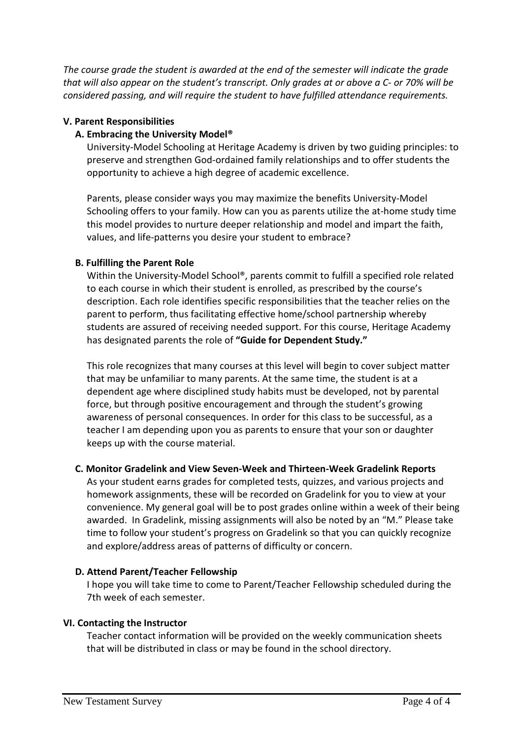*The course grade the student is awarded at the end of the semester will indicate the grade that will also appear on the student's transcript. Only grades at or above a C- or 70% will be considered passing, and will require the student to have fulfilled attendance requirements.*

## V. Parent Responsibilities

### A. Embracing the University Model®

University-Model Schooling at Heritage Academy is driven by two guiding principles: to preserve and strengthen God-ordained family relationships and to offer students the opportunity to achieve a high degree of academic excellence.

Parents, please consider ways you may maximize the benefits University-Model Schooling offers to your family. How can you as parents utilize the at-home study time this model provides to nurture deeper relationship and model and impart the faith, values, and life-patterns you desire your student to embrace?

### B. Fulfilling the Parent Role

Within the University-Model School®, parents commit to fulfill a specified role related to each course in which their student is enrolled, as prescribed by the course's description. Each role identifies specific responsibilities that the teacher relies on the parent to perform, thus facilitating effective home/school partnership whereby students are assured of receiving needed support. For this course, Heritage Academy has designated parents the role of **"Guide for Dependent Study."**

This role recognizes that many courses at this level will begin to cover subject matter that may be unfamiliar to many parents. At the same time, the student is at a dependent age where disciplined study habits must be developed, not by parental force, but through positive encouragement and through the student's growing awareness of personal consequences. In order for this class to be successful, as a teacher I am depending upon you as parents to ensure that your son or daughter keeps up with the course material.

### C. Monitor Gradelink and View Seven-Week and Thirteen-Week Gradelink Reports

As your student earns grades for completed tests, quizzes, and various projects and homework assignments, these will be recorded on Gradelink for you to view at your convenience. My general goal will be to post grades online within a week of their being awarded. In Gradelink, missing assignments will also be noted by an "M." Please take time to follow your student's progress on Gradelink so that you can quickly recognize and explore/address areas of patterns of difficulty or concern.

### D. Attend Parent/Teacher Fellowship

I hope you will take time to come to Parent/Teacher Fellowship scheduled during the 7th week of each semester.

## VI. Contacting the Instructor

Teacher contact information will be provided on the weekly communication sheets that will be distributed in class or may be found in the school directory.